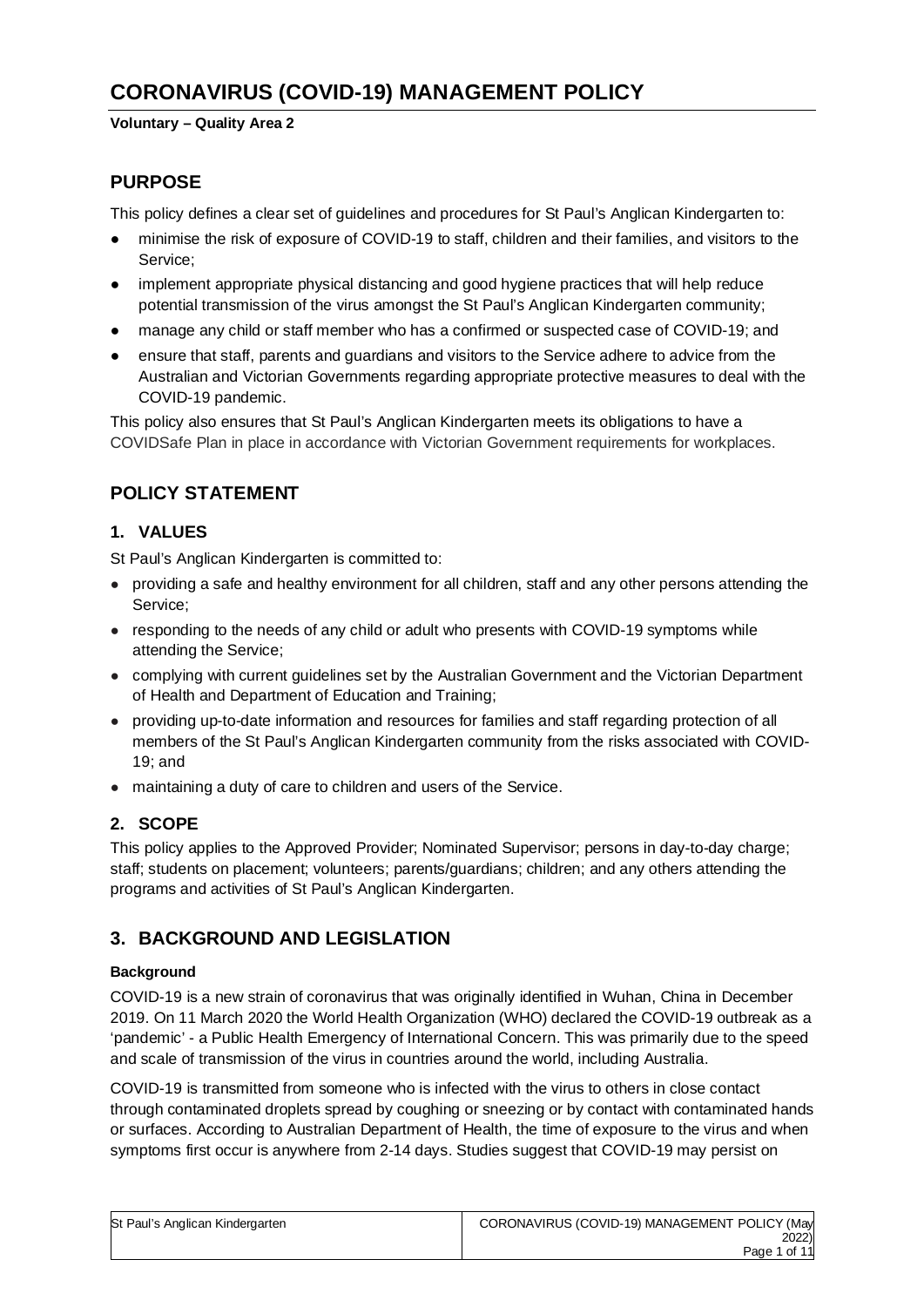# CORONAVIRUS (COVID-19) MANAGEMENT POLICY

**Voluntary – Quality Area 2**

## PURPOSE

This policy defines a clear set of guidelines and procedures for St Paul's Anglican Kindergarten to:

- minimise the risk of exposure of COVID-19 to staff, children and their families, and visitors to the Service;
- implement appropriate physical distancing and good hygiene practices that will help reduce potential transmission of the virus amongst the St Paul's Anglican Kindergarten community;
- manage any child or staff member who has a confirmed or suspected case of COVID-19; and
- ensure that staff, parents and guardians and visitors to the Service adhere to advice from the Australian and Victorian Governments regarding appropriate protective measures to deal with the COVID-19 pandemic.

This policy also ensures that St Paul's Anglican Kindergarten meets its obligations to have a COVIDSafe Plan in place in accordance with Victorian Government requirements for workplaces.

## POLICY STATEMENT

### 1. VALUES

St Paul's Anglican Kindergarten is committed to:

- providing a safe and healthy environment for all children, staff and any other persons attending the Service;
- responding to the needs of any child or adult who presents with COVID-19 symptoms while attending the Service;
- complying with current guidelines set by the Australian Government and the Victorian Department of Health and Department of Education and Training;
- providing up-to-date information and resources for families and staff regarding protection of all members of the St Paul's Anglican Kindergarten community from the risks associated with COVID-19; and
- maintaining a duty of care to children and users of the Service.

### 2. SCOPE

This policy applies to the Approved Provider; Nominated Supervisor; persons in day-to-day charge; staff; students on placement; volunteers; parents/guardians; children; and any others attending the programs and activities of St Paul's Anglican Kindergarten.

## 3. BACKGROUND AND LEGISLATION

#### Background

COVID-19 is a new strain of coronavirus that was originally identified in Wuhan, China in December 2019. On 11 March 2020 the World Health Organization (WHO) declared the COVID-19 outbreak as a 'pandemic' - a Public Health Emergency of International Concern. This was primarily due to the speed and scale of transmission of the virus in countries around the world, including Australia.

COVID-19 is transmitted from someone who is infected with the virus to others in close contact through contaminated droplets spread by coughing or sneezing or by contact with contaminated hands or surfaces. According to Australian Department of Health, the time of exposure to the virus and when symptoms first occur is anywhere from 2-14 days. Studies suggest that COVID-19 may persist on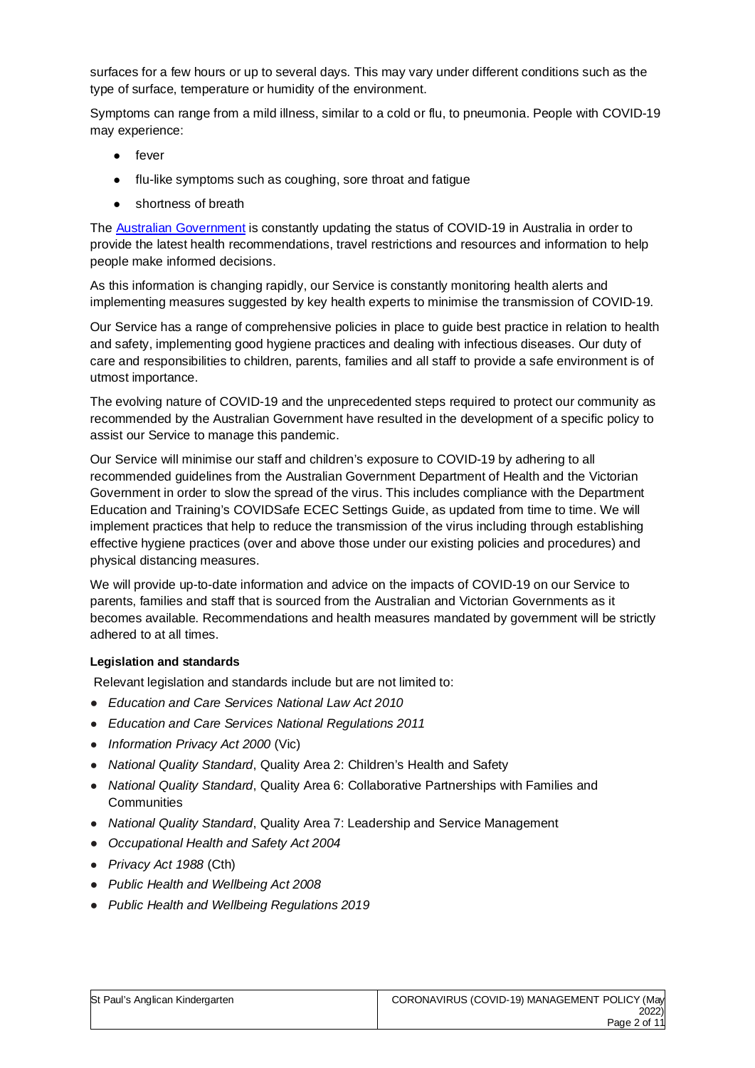surfaces for a few hours or up to several days. This may vary under different conditions such as the type of surface, temperature or humidity of the environment.

Symptoms can range from a mild illness, similar to a cold or flu, to pneumonia. People with COVID-19 may experience:

- fever
- flu-like symptoms such as coughing, sore throat and fatigue
- shortness of breath

The Australian Government is constantly updating the status of COVID-19 in Australia in order to provide the latest health recommendations, travel restrictions and resources and information to help people make informed decisions.

As this information is changing rapidly, our Service is constantly monitoring health alerts and implementing measures suggested by key health experts to minimise the transmission of COVID-19.

Our Service has a range of comprehensive policies in place to guide best practice in relation to health and safety, implementing good hygiene practices and dealing with infectious diseases. Our duty of care and responsibilities to children, parents, families and all staff to provide a safe environment is of utmost importance.

The evolving nature of COVID-19 and the unprecedented steps required to protect our community as recommended by the Australian Government have resulted in the development of a specific policy to assist our Service to manage this pandemic.

Our Service will minimise our staff and children's exposure to COVID-19 by adhering to all recommended guidelines from the Australian Government Department of Health and the Victorian Government in order to slow the spread of the virus. This includes compliance with the Department Education and Training's COVIDSafe ECEC Settings Guide, as updated from time to time. We will implement practices that help to reduce the transmission of the virus including through establishing effective hygiene practices (over and above those under our existing policies and procedures) and physical distancing measures.

We will provide up-to-date information and advice on the impacts of COVID-19 on our Service to parents, families and staff that is sourced from the Australian and Victorian Governments as it becomes available. Recommendations and health measures mandated by government will be strictly adhered to at all times.

**Legislation and standards**

Relevant legislation and standards include but are not limited to:

- *Education and Care Services National Law Act 2010*
- *Education and Care Services National Regulations 2011*
- *Information Privacy Act 2000* (Vic)
- *National Quality Standard*, Quality Area 2: Children's Health and Safety
- *National Quality Standard*, Quality Area 6: Collaborative Partnerships with Families and Communities
- *National Quality Standard*, Quality Area 7: Leadership and Service Management
- *Occupational Health and Safety Act 2004*
- *Privacy Act 1988* (Cth)
- *Public Health and Wellbeing Act 2008*
- *Public Health and Wellbeing Regulations 2019*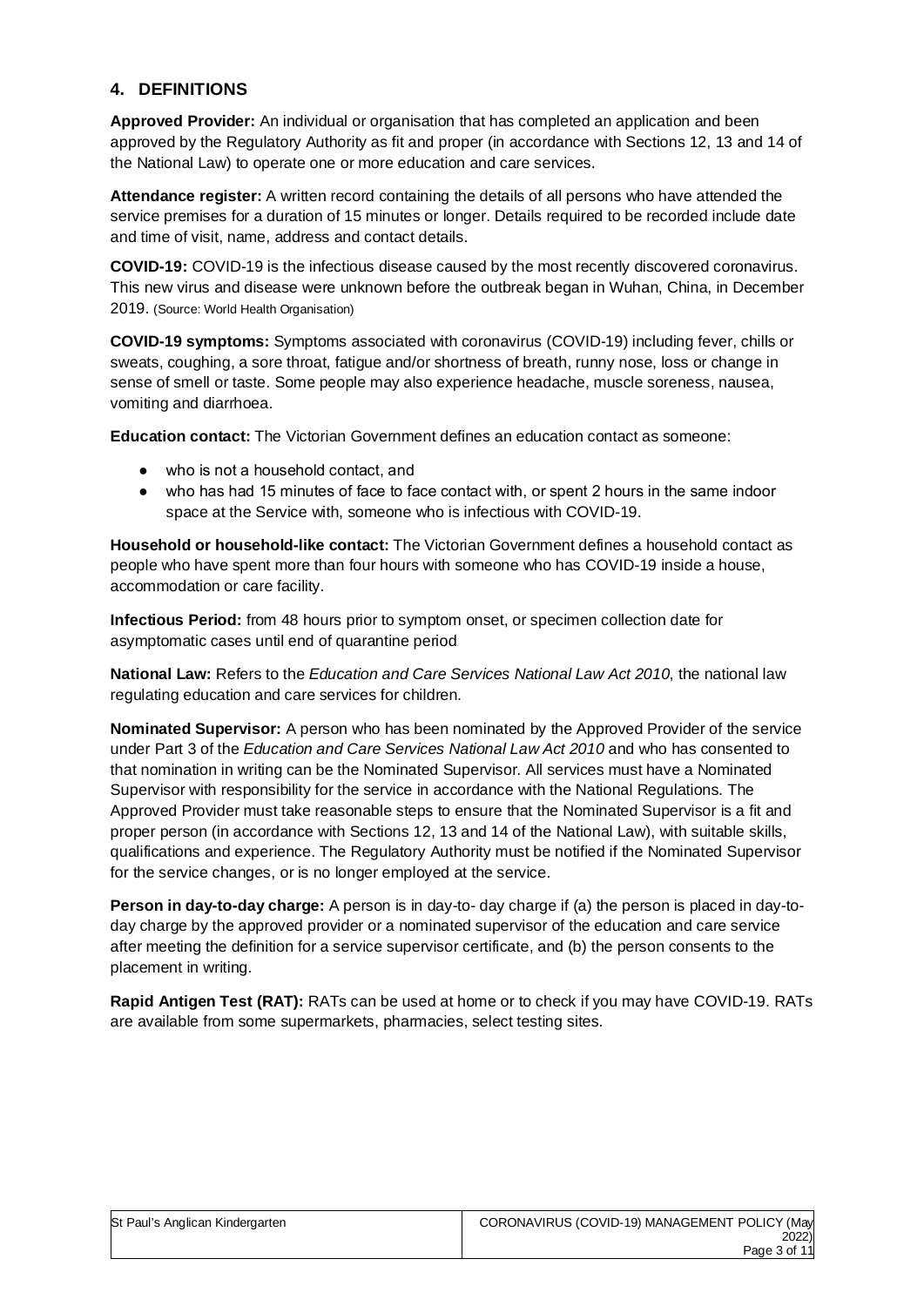## 4. DEFINITIONS

**Approved Provider:** An individual or organisation that has completed an application and been approved by the Regulatory Authority as fit and proper (in accordance with Sections 12, 13 and 14 of the National Law) to operate one or more education and care services.

**Attendance register:** A written record containing the details of all persons who have attended the service premises for a duration of 15 minutes or longer. Details required to be recorded include date and time of visit, name, address and contact details.

**COVID-19:** COVID-19 is the infectious disease caused by the most recently discovered coronavirus. This new virus and disease were unknown before the outbreak began in Wuhan, China, in December 2019. (Source: World Health Organisation)

**COVID-19 symptoms:** Symptoms associated with coronavirus (COVID-19) including fever, chills or sweats, coughing, a sore throat, fatigue and/or shortness of breath, runny nose, loss or change in sense of smell or taste. Some people may also experience headache, muscle soreness, nausea, vomiting and diarrhoea.

**Education contact:** The Victorian Government defines an education contact as someone:

- who is not a household contact, and
- who has had 15 minutes of face to face contact with, or spent 2 hours in the same indoor space at the Service with, someone who is infectious with COVID-19.

**Household or household-like contact:** The Victorian Government defines a household contact as people who have spent more than four hours with someone who has COVID-19 inside a house, accommodation or care facility.

**Infectious Period:** from 48 hours prior to symptom onset, or specimen collection date for asymptomatic cases until end of quarantine period

**National Law:** Refers to the *Education and Care Services National Law Act 2010*, the national law regulating education and care services for children.

**Nominated Supervisor:** A person who has been nominated by the Approved Provider of the service under Part 3 of the *Education and Care Services National Law Act 2010* and who has consented to that nomination in writing can be the Nominated Supervisor. All services must have a Nominated Supervisor with responsibility for the service in accordance with the National Regulations. The Approved Provider must take reasonable steps to ensure that the Nominated Supervisor is a fit and proper person (in accordance with Sections 12, 13 and 14 of the National Law), with suitable skills, qualifications and experience. The Regulatory Authority must be notified if the Nominated Supervisor for the service changes, or is no longer employed at the service.

**Person in day-to-day charge:** A person is in day-to- day charge if (a) the person is placed in day-to-day charge by the approved provider or a nominated supervisor of the education and care service after meeting the definition for a service supervisor certificate, and (b) the person consents to the placement in writing.

**Rapid Antigen Test (RAT):** RATs can be used at home or to check if you may have COVID-19. RATs are available from some supermarkets, pharmacies, select testing sites.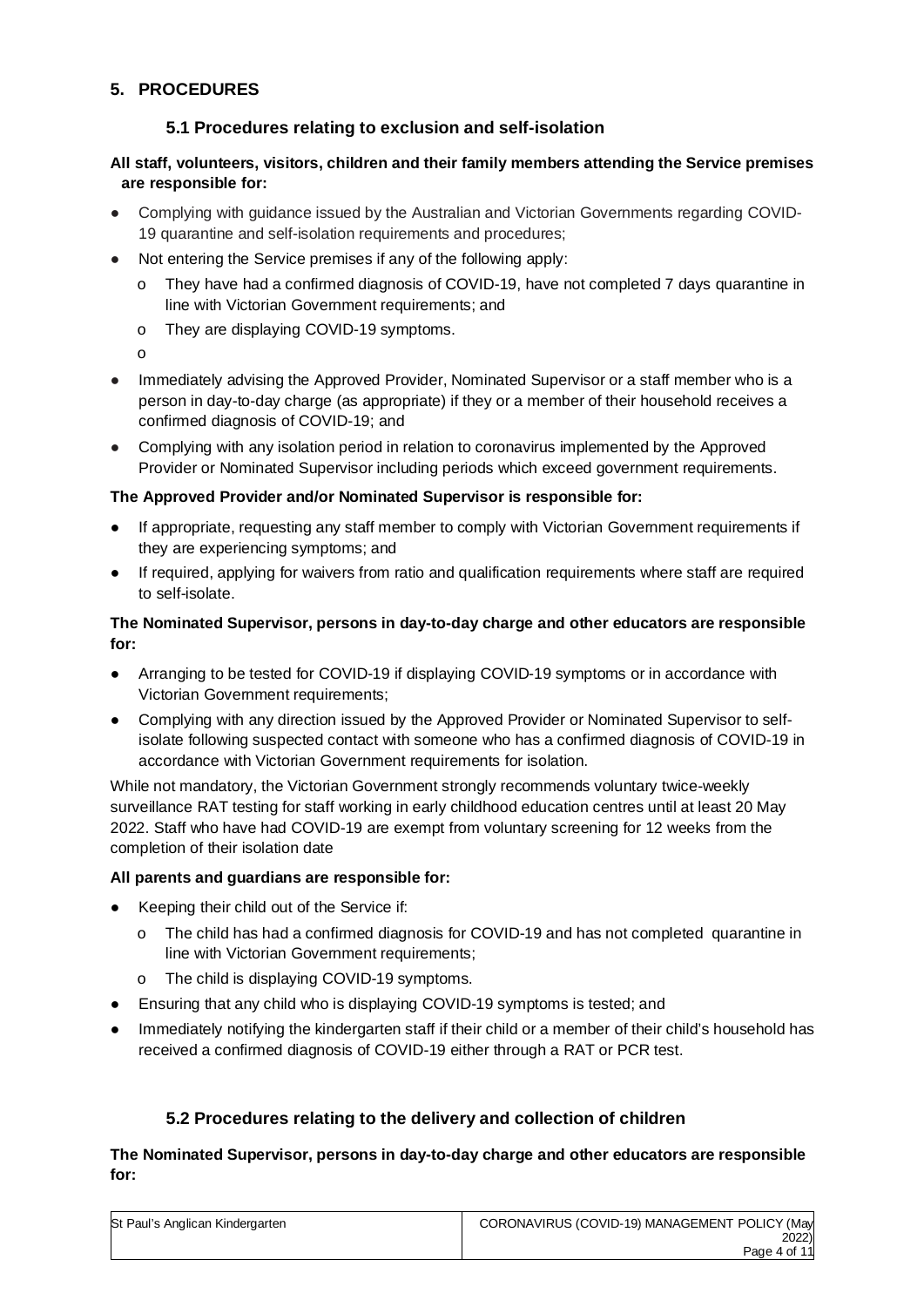## 5. PROCEDURES

### 5.1 Procedures relating to exclusion and self-isolation

**All staff, volunteers, visitors, children and their family members attending the Service premises are responsible for:**

- Complying with guidance issued by the Australian and Victorian Governments regarding COVID-19 quarantine and self-isolation requirements and procedures;
- Not entering the Service premises if any of the following apply:
  - They have had a confirmed diagnosis of COVID-19, have not completed 7 days quarantine in line with Victorian Government requirements; and
  - They are displaying COVID-19 symptoms.
- Immediately advising the Approved Provider, Nominated Supervisor or a staff member who is a person in day-to-day charge (as appropriate) if they or a member of their household receives a confirmed diagnosis of COVID-19; and
- Complying with any isolation period in relation to coronavirus implemented by the Approved Provider or Nominated Supervisor including periods which exceed government requirements.

**The Approved Provider and/or Nominated Supervisor is responsible for:**

- If appropriate, requesting any staff member to comply with Victorian Government requirements if they are experiencing symptoms; and
- If required, applying for waivers from ratio and qualification requirements where staff are required to self-isolate.

**The Nominated Supervisor, persons in day-to-day charge and other educators are responsible for:**

- Arranging to be tested for COVID-19 if displaying COVID-19 symptoms or in accordance with Victorian Government requirements;
- Complying with any direction issued by the Approved Provider or Nominated Supervisor to self-isolate following suspected contact with someone who has a confirmed diagnosis of COVID-19 in accordance with Victorian Government requirements for isolation.

While not mandatory, the Victorian Government strongly recommends voluntary twice-weekly surveillance RAT testing for staff working in early childhood education centres until at least 20 May 2022. Staff who have had COVID-19 are exempt from voluntary screening for 12 weeks from the completion of their isolation date

**All parents and guardians are responsible for:**

- Keeping their child out of the Service if:
  - The child has had a confirmed diagnosis for COVID-19 and has not completed quarantine in line with Victorian Government requirements;
  - The child is displaying COVID-19 symptoms.
- Ensuring that any child who is displaying COVID-19 symptoms is tested; and
- Immediately notifying the kindergarten staff if their child or a member of their child's household has received a confirmed diagnosis of COVID-19 either through a RAT or PCR test.

### 5.2 Procedures relating to the delivery and collection of children

**The Nominated Supervisor, persons in day-to-day charge and other educators are responsible for:**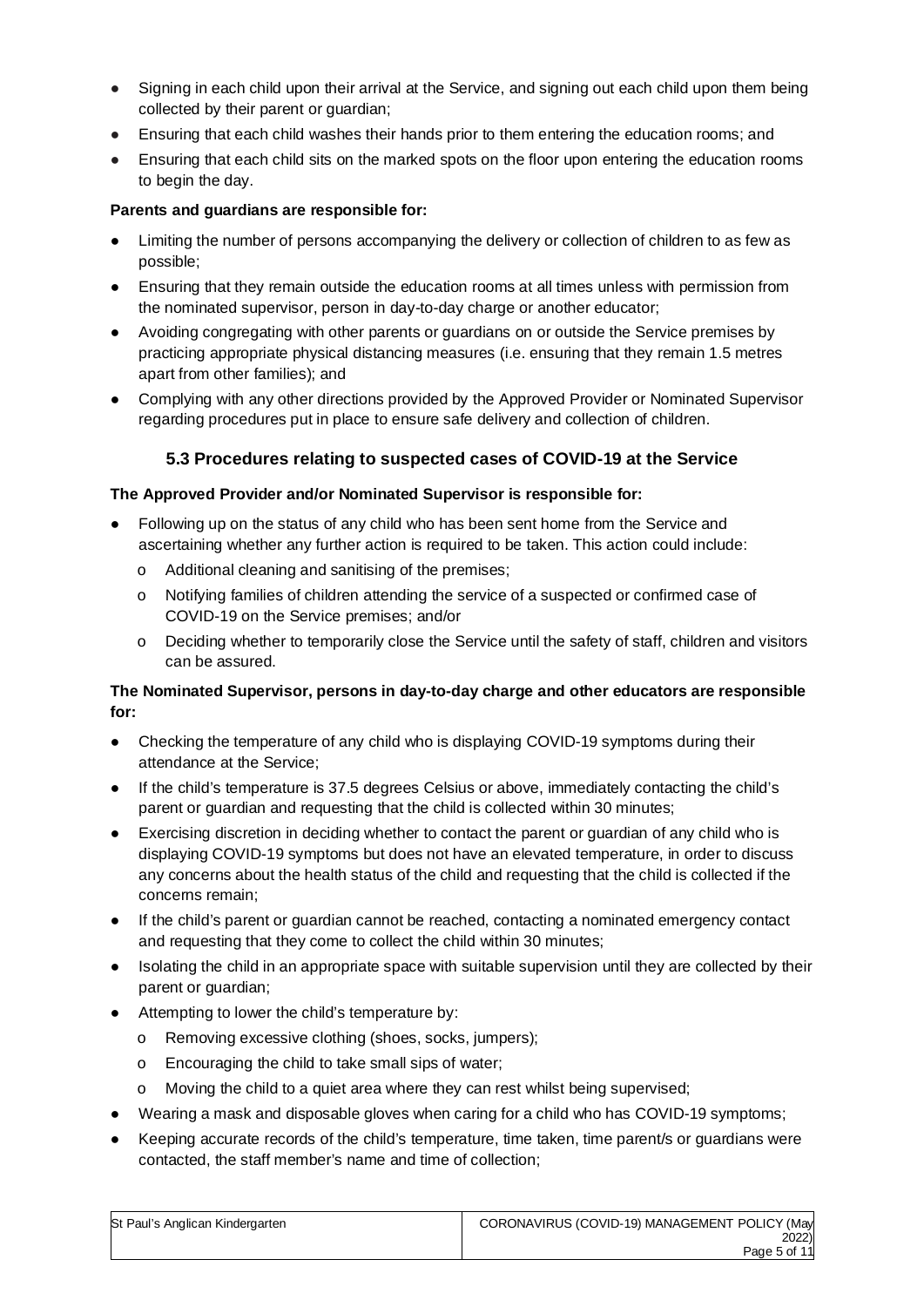- Signing in each child upon their arrival at the Service, and signing out each child upon them being collected by their parent or guardian;
- Ensuring that each child washes their hands prior to them entering the education rooms; and
- Ensuring that each child sits on the marked spots on the floor upon entering the education rooms to begin the day.

**Parents and guardians are responsible for:**

- Limiting the number of persons accompanying the delivery or collection of children to as few as possible;
- Ensuring that they remain outside the education rooms at all times unless with permission from the nominated supervisor, person in day-to-day charge or another educator;
- Avoiding congregating with other parents or guardians on or outside the Service premises by practicing appropriate physical distancing measures (i.e. ensuring that they remain 1.5 metres apart from other families); and
- Complying with any other directions provided by the Approved Provider or Nominated Supervisor regarding procedures put in place to ensure safe delivery and collection of children.

### 5.3 Procedures relating to suspected cases of COVID-19 at the Service

**The Approved Provider and/or Nominated Supervisor is responsible for:**

- Following up on the status of any child who has been sent home from the Service and ascertaining whether any further action is required to be taken. This action could include:
  - Additional cleaning and sanitising of the premises;
  - Notifying families of children attending the service of a suspected or confirmed case of COVID-19 on the Service premises; and/or
  - Deciding whether to temporarily close the Service until the safety of staff, children and visitors can be assured.

**The Nominated Supervisor, persons in day-to-day charge and other educators are responsible for:**

- Checking the temperature of any child who is displaying COVID-19 symptoms during their attendance at the Service;
- If the child's temperature is 37.5 degrees Celsius or above, immediately contacting the child's parent or guardian and requesting that the child is collected within 30 minutes;
- Exercising discretion in deciding whether to contact the parent or guardian of any child who is displaying COVID-19 symptoms but does not have an elevated temperature, in order to discuss any concerns about the health status of the child and requesting that the child is collected if the concerns remain;
- If the child's parent or guardian cannot be reached, contacting a nominated emergency contact and requesting that they come to collect the child within 30 minutes;
- Isolating the child in an appropriate space with suitable supervision until they are collected by their parent or guardian;
- Attempting to lower the child's temperature by:
  - Removing excessive clothing (shoes, socks, jumpers);
  - Encouraging the child to take small sips of water;
  - Moving the child to a quiet area where they can rest whilst being supervised;
- Wearing a mask and disposable gloves when caring for a child who has COVID-19 symptoms;
- Keeping accurate records of the child's temperature, time taken, time parent/s or guardians were contacted, the staff member's name and time of collection;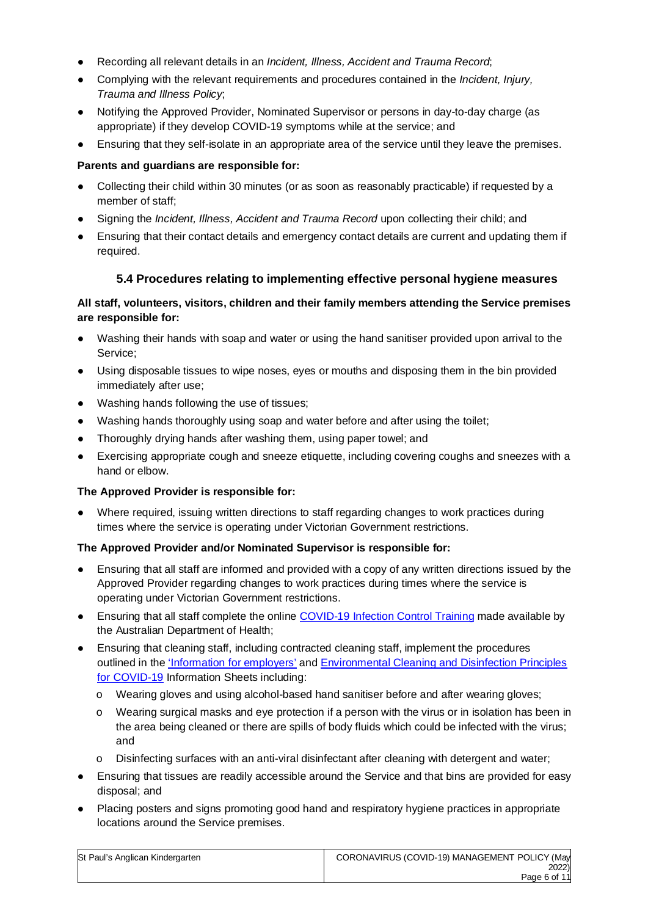- Recording all relevant details in an *Incident, Illness, Accident and Trauma Record*;
- Complying with the relevant requirements and procedures contained in the *Incident, Injury, Trauma and Illness Policy*;
- Notifying the Approved Provider, Nominated Supervisor or persons in day-to-day charge (as appropriate) if they develop COVID-19 symptoms while at the service; and
- Ensuring that they self-isolate in an appropriate area of the service until they leave the premises.

**Parents and guardians are responsible for:**

- Collecting their child within 30 minutes (or as soon as reasonably practicable) if requested by a member of staff;
- Signing the *Incident, Illness, Accident and Trauma Record* upon collecting their child; and
- Ensuring that their contact details and emergency contact details are current and updating them if required.

### 5.4 Procedures relating to implementing effective personal hygiene measures

**All staff, volunteers, visitors, children and their family members attending the Service premises are responsible for:**

- Washing their hands with soap and water or using the hand sanitiser provided upon arrival to the Service;
- Using disposable tissues to wipe noses, eyes or mouths and disposing them in the bin provided immediately after use;
- Washing hands following the use of tissues;
- Washing hands thoroughly using soap and water before and after using the toilet;
- Thoroughly drying hands after washing them, using paper towel; and
- Exercising appropriate cough and sneeze etiquette, including covering coughs and sneezes with a hand or elbow.

**The Approved Provider is responsible for:**

- Where required, issuing written directions to staff regarding changes to work practices during times where the service is operating under Victorian Government restrictions.

**The Approved Provider and/or Nominated Supervisor is responsible for:**

- Ensuring that all staff are informed and provided with a copy of any written directions issued by the Approved Provider regarding changes to work practices during times where the service is operating under Victorian Government restrictions.
- Ensuring that all staff complete the online COVID-19 Infection Control Training made available by the Australian Department of Health;
- Ensuring that cleaning staff, including contracted cleaning staff, implement the procedures outlined in the 'Information for employers' and Environmental Cleaning and Disinfection Principles for COVID-19 Information Sheets including:
  - Wearing gloves and using alcohol-based hand sanitiser before and after wearing gloves;
  - Wearing surgical masks and eye protection if a person with the virus or in isolation has been in the area being cleaned or there are spills of body fluids which could be infected with the virus; and
  - Disinfecting surfaces with an anti-viral disinfectant after cleaning with detergent and water;
- Ensuring that tissues are readily accessible around the Service and that bins are provided for easy disposal; and
- Placing posters and signs promoting good hand and respiratory hygiene practices in appropriate locations around the Service premises.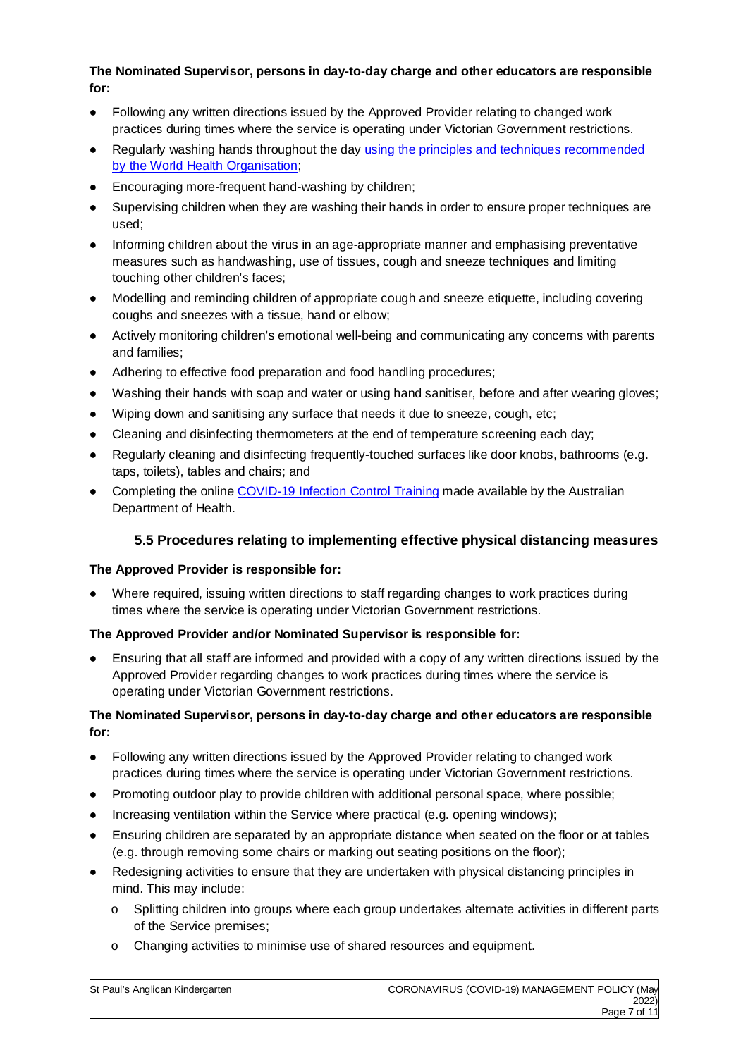**The Nominated Supervisor, persons in day-to-day charge and other educators are responsible for:**

- Following any written directions issued by the Approved Provider relating to changed work practices during times where the service is operating under Victorian Government restrictions.
- Regularly washing hands throughout the day [using the principles and techniques recommended by the World Health Organisation];
- Encouraging more-frequent hand-washing by children;
- Supervising children when they are washing their hands in order to ensure proper techniques are used;
- Informing children about the virus in an age-appropriate manner and emphasising preventative measures such as handwashing, use of tissues, cough and sneeze techniques and limiting touching other children's faces;
- Modelling and reminding children of appropriate cough and sneeze etiquette, including covering coughs and sneezes with a tissue, hand or elbow;
- Actively monitoring children's emotional well-being and communicating any concerns with parents and families;
- Adhering to effective food preparation and food handling procedures;
- Washing their hands with soap and water or using hand sanitiser, before and after wearing gloves;
- Wiping down and sanitising any surface that needs it due to sneeze, cough, etc;
- Cleaning and disinfecting thermometers at the end of temperature screening each day;
- Regularly cleaning and disinfecting frequently-touched surfaces like door knobs, bathrooms (e.g. taps, toilets), tables and chairs; and
- Completing the online [COVID-19 Infection Control Training] made available by the Australian Department of Health.

### 5.5 Procedures relating to implementing effective physical distancing measures

**The Approved Provider is responsible for:**

- Where required, issuing written directions to staff regarding changes to work practices during times where the service is operating under Victorian Government restrictions.

**The Approved Provider and/or Nominated Supervisor is responsible for:**

- Ensuring that all staff are informed and provided with a copy of any written directions issued by the Approved Provider regarding changes to work practices during times where the service is operating under Victorian Government restrictions.

**The Nominated Supervisor, persons in day-to-day charge and other educators are responsible for:**

- Following any written directions issued by the Approved Provider relating to changed work practices during times where the service is operating under Victorian Government restrictions.
- Promoting outdoor play to provide children with additional personal space, where possible;
- Increasing ventilation within the Service where practical (e.g. opening windows);
- Ensuring children are separated by an appropriate distance when seated on the floor or at tables (e.g. through removing some chairs or marking out seating positions on the floor);
- Redesigning activities to ensure that they are undertaken with physical distancing principles in mind. This may include:
  - Splitting children into groups where each group undertakes alternate activities in different parts of the Service premises;
  - Changing activities to minimise use of shared resources and equipment.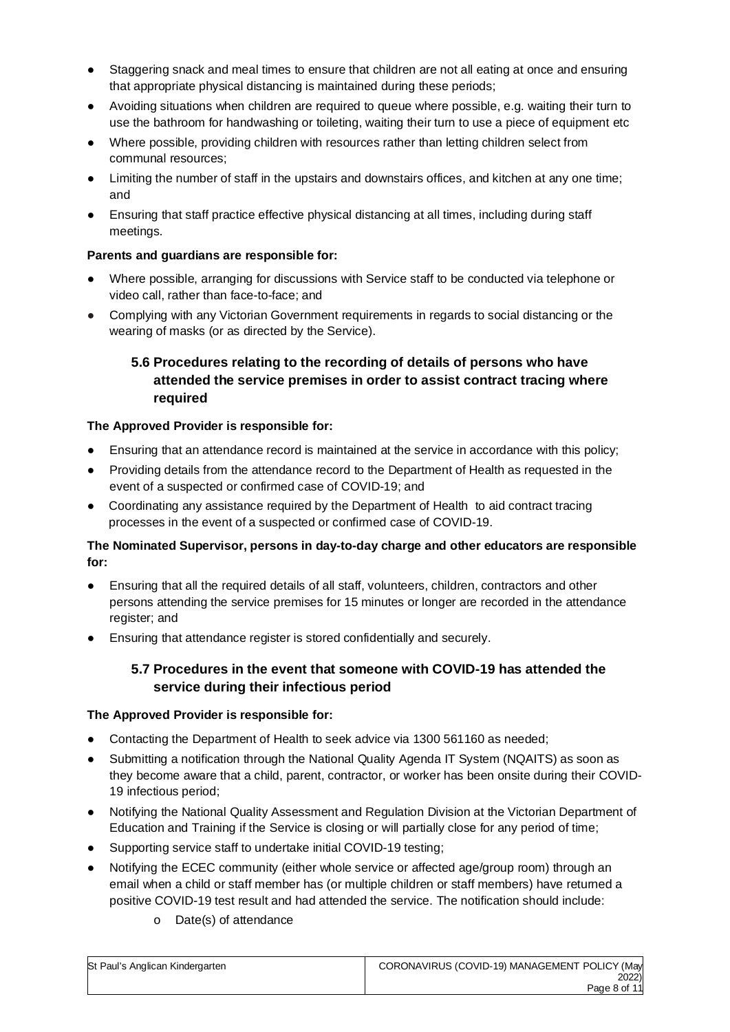- Staggering snack and meal times to ensure that children are not all eating at once and ensuring that appropriate physical distancing is maintained during these periods;
- Avoiding situations when children are required to queue where possible, e.g. waiting their turn to use the bathroom for handwashing or toileting, waiting their turn to use a piece of equipment etc
- Where possible, providing children with resources rather than letting children select from communal resources;
- Limiting the number of staff in the upstairs and downstairs offices, and kitchen at any one time; and
- Ensuring that staff practice effective physical distancing at all times, including during staff meetings.

**Parents and guardians are responsible for:**

- Where possible, arranging for discussions with Service staff to be conducted via telephone or video call, rather than face-to-face; and
- Complying with any Victorian Government requirements in regards to social distancing or the wearing of masks (or as directed by the Service).

### 5.6 Procedures relating to the recording of details of persons who have attended the service premises in order to assist contract tracing where required

**The Approved Provider is responsible for:**

- Ensuring that an attendance record is maintained at the service in accordance with this policy;
- Providing details from the attendance record to the Department of Health as requested in the event of a suspected or confirmed case of COVID-19; and
- Coordinating any assistance required by the Department of Health to aid contract tracing processes in the event of a suspected or confirmed case of COVID-19.

**The Nominated Supervisor, persons in day-to-day charge and other educators are responsible for:**

- Ensuring that all the required details of all staff, volunteers, children, contractors and other persons attending the service premises for 15 minutes or longer are recorded in the attendance register; and
- Ensuring that attendance register is stored confidentially and securely.

### 5.7 Procedures in the event that someone with COVID-19 has attended the service during their infectious period

**The Approved Provider is responsible for:**

- Contacting the Department of Health to seek advice via 1300 561160 as needed;
- Submitting a notification through the National Quality Agenda IT System (NQAITS) as soon as they become aware that a child, parent, contractor, or worker has been onsite during their COVID-19 infectious period;
- Notifying the National Quality Assessment and Regulation Division at the Victorian Department of Education and Training if the Service is closing or will partially close for any period of time;
- Supporting service staff to undertake initial COVID-19 testing;
- Notifying the ECEC community (either whole service or affected age/group room) through an email when a child or staff member has (or multiple children or staff members) have returned a positive COVID-19 test result and had attended the service. The notification should include:
    - Date(s) of attendance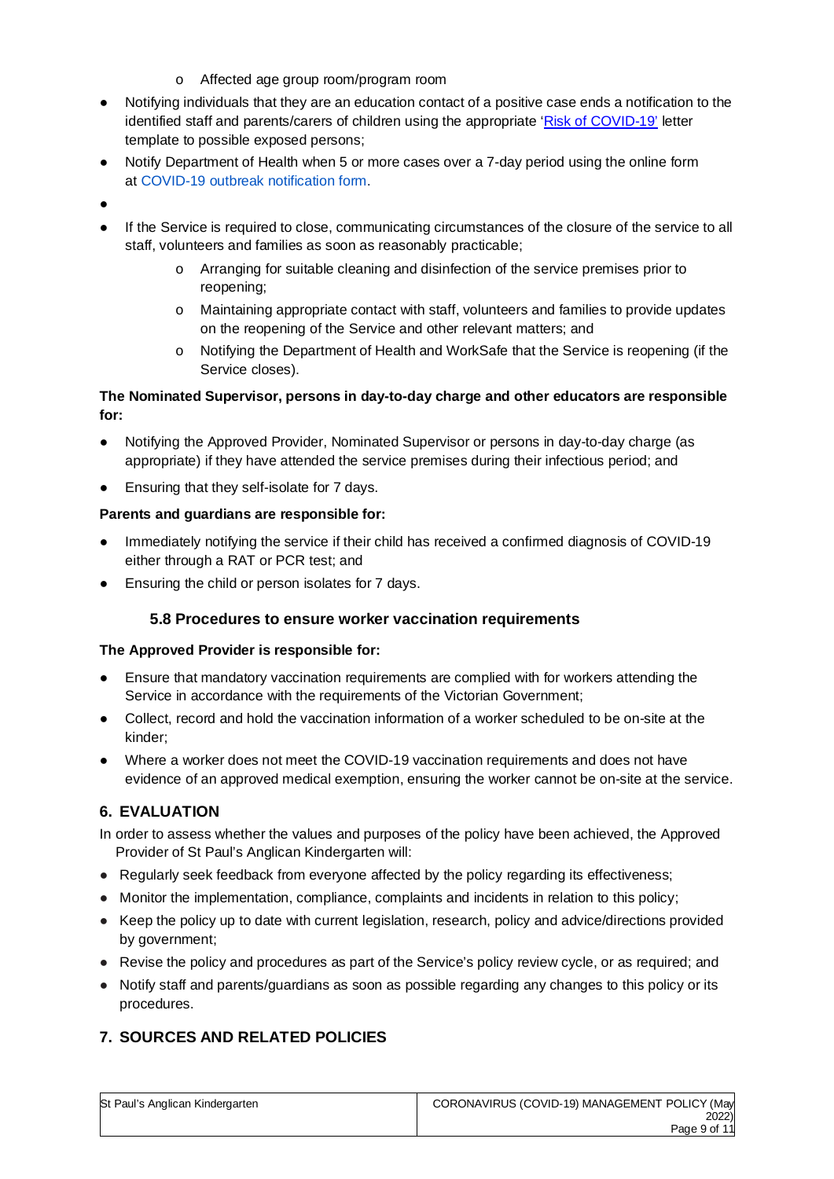- Affected age group room/program room
- Notifying individuals that they are an education contact of a positive case ends a notification to the identified staff and parents/carers of children using the appropriate 'Risk of COVID-19' letter template to possible exposed persons;
- Notify Department of Health when 5 or more cases over a 7-day period using the online form at COVID-19 outbreak notification form.
- 
- If the Service is required to close, communicating circumstances of the closure of the service to all staff, volunteers and families as soon as reasonably practicable;
  - Arranging for suitable cleaning and disinfection of the service premises prior to reopening;
  - Maintaining appropriate contact with staff, volunteers and families to provide updates on the reopening of the Service and other relevant matters; and
  - Notifying the Department of Health and WorkSafe that the Service is reopening (if the Service closes).

**The Nominated Supervisor, persons in day-to-day charge and other educators are responsible for:**

- Notifying the Approved Provider, Nominated Supervisor or persons in day-to-day charge (as appropriate) if they have attended the service premises during their infectious period; and
- Ensuring that they self-isolate for 7 days.

**Parents and guardians are responsible for:**

- Immediately notifying the service if their child has received a confirmed diagnosis of COVID-19 either through a RAT or PCR test; and
- Ensuring the child or person isolates for 7 days.

### 5.8 Procedures to ensure worker vaccination requirements

**The Approved Provider is responsible for:**

- Ensure that mandatory vaccination requirements are complied with for workers attending the Service in accordance with the requirements of the Victorian Government;
- Collect, record and hold the vaccination information of a worker scheduled to be on-site at the kinder;
- Where a worker does not meet the COVID-19 vaccination requirements and does not have evidence of an approved medical exemption, ensuring the worker cannot be on-site at the service.

## 6. EVALUATION

In order to assess whether the values and purposes of the policy have been achieved, the Approved Provider of St Paul's Anglican Kindergarten will:

- Regularly seek feedback from everyone affected by the policy regarding its effectiveness;
- Monitor the implementation, compliance, complaints and incidents in relation to this policy;
- Keep the policy up to date with current legislation, research, policy and advice/directions provided by government;
- Revise the policy and procedures as part of the Service's policy review cycle, or as required; and
- Notify staff and parents/guardians as soon as possible regarding any changes to this policy or its procedures.

## 7. SOURCES AND RELATED POLICIES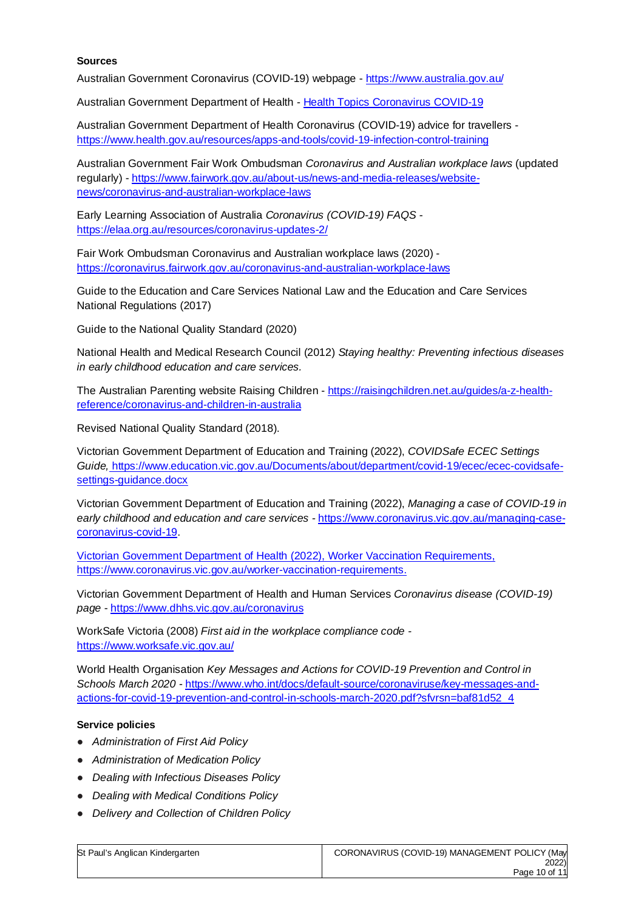**Sources**

Australian Government Coronavirus (COVID-19) webpage - https://www.australia.gov.au/

Australian Government Department of Health - Health Topics Coronavirus COVID-19

Australian Government Department of Health Coronavirus (COVID-19) advice for travellers - https://www.health.gov.au/resources/apps-and-tools/covid-19-infection-control-training

Australian Government Fair Work Ombudsman *Coronavirus and Australian workplace laws* (updated regularly) - https://www.fairwork.gov.au/about-us/news-and-media-releases/website-news/coronavirus-and-australian-workplace-laws

Early Learning Association of Australia *Coronavirus (COVID-19) FAQS* - https://elaa.org.au/resources/coronavirus-updates-2/

Fair Work Ombudsman Coronavirus and Australian workplace laws (2020) - https://coronavirus.fairwork.gov.au/coronavirus-and-australian-workplace-laws

Guide to the Education and Care Services National Law and the Education and Care Services National Regulations (2017)

Guide to the National Quality Standard (2020)

National Health and Medical Research Council (2012) *Staying healthy: Preventing infectious diseases in early childhood education and care services.*

The Australian Parenting website Raising Children - https://raisingchildren.net.au/guides/a-z-health-reference/coronavirus-and-children-in-australia

Revised National Quality Standard (2018).

Victorian Government Department of Education and Training (2022), *COVIDSafe ECEC Settings Guide,* https://www.education.vic.gov.au/Documents/about/department/covid-19/ecec/ecec-covidsafe-settings-guidance.docx

Victorian Government Department of Education and Training (2022), *Managing a case of COVID-19 in early childhood and education and care services* - https://www.coronavirus.vic.gov.au/managing-case-coronavirus-covid-19.

Victorian Government Department of Health (2022), Worker Vaccination Requirements, https://www.coronavirus.vic.gov.au/worker-vaccination-requirements.

Victorian Government Department of Health and Human Services *Coronavirus disease (COVID-19) page* - https://www.dhhs.vic.gov.au/coronavirus

WorkSafe Victoria (2008) *First aid in the workplace compliance code* - https://www.worksafe.vic.gov.au/

World Health Organisation *Key Messages and Actions for COVID-19 Prevention and Control in Schools March 2020* - https://www.who.int/docs/default-source/coronaviruse/key-messages-and-actions-for-covid-19-prevention-and-control-in-schools-march-2020.pdf?sfvrsn=baf81d52_4

**Service policies**

- *Administration of First Aid Policy*
- *Administration of Medication Policy*
- *Dealing with Infectious Diseases Policy*
- *Dealing with Medical Conditions Policy*
- *Delivery and Collection of Children Policy*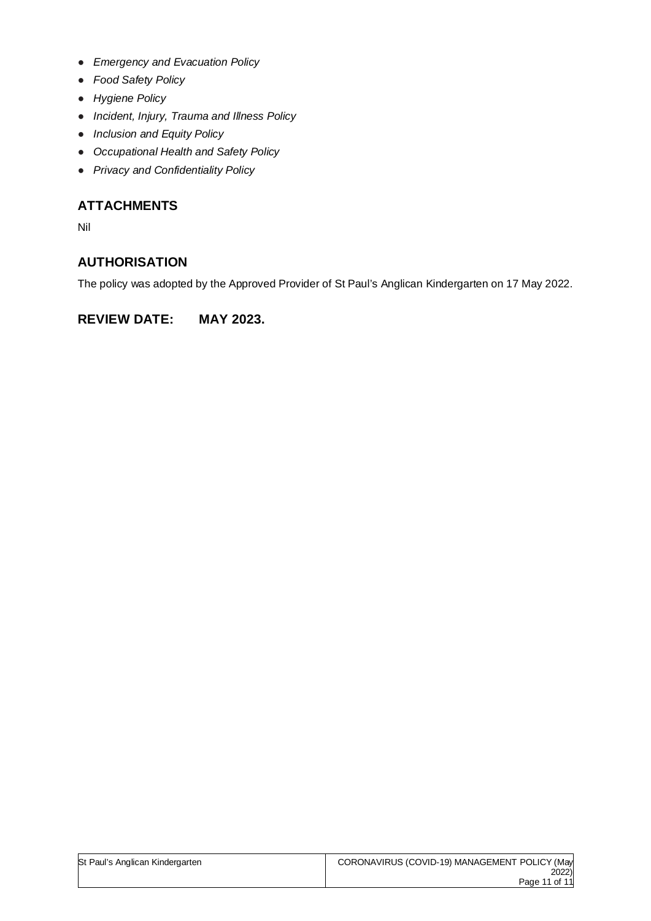- *Emergency and Evacuation Policy*
- *Food Safety Policy*
- *Hygiene Policy*
- *Incident, Injury, Trauma and Illness Policy*
- *Inclusion and Equity Policy*
- *Occupational Health and Safety Policy*
- *Privacy and Confidentiality Policy*

## ATTACHMENTS

Nil

## AUTHORISATION

The policy was adopted by the Approved Provider of St Paul's Anglican Kindergarten on 17 May 2022.

## REVIEW DATE: MAY 2023.